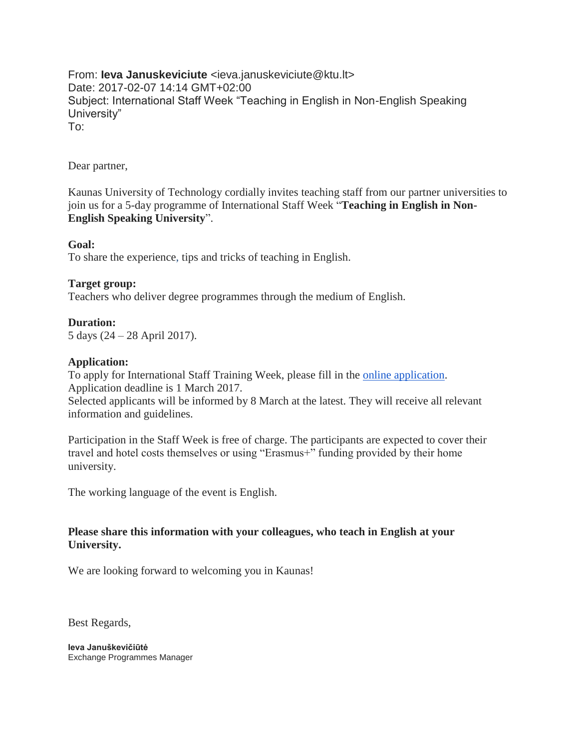From: **Ieva Januskeviciute** <ieva.januskeviciute@ktu.lt>
Date: 2017-02-07 14:14 GMT+02:00
Subject: International Staff Week "Teaching in English in Non-English Speaking University"
To:

Dear partner,

Kaunas University of Technology cordially invites teaching staff from our partner universities to join us for a 5-day programme of International Staff Week "**Teaching in English in Non-English Speaking University**".

**Goal:**
To share the experience, tips and tricks of teaching in English.

**Target group:**
Teachers who deliver degree programmes through the medium of English.

**Duration:**
5 days (24 – 28 April 2017).

**Application:**
To apply for International Staff Training Week, please fill in the online application.
Application deadline is 1 March 2017.
Selected applicants will be informed by 8 March at the latest. They will receive all relevant information and guidelines.

Participation in the Staff Week is free of charge. The participants are expected to cover their travel and hotel costs themselves or using "Erasmus+" funding provided by their home university.

The working language of the event is English.

**Please share this information with your colleagues, who teach in English at your University.**

We are looking forward to welcoming you in Kaunas!

Best Regards,

**Ieva Januškevičiūtė**
Exchange Programmes Manager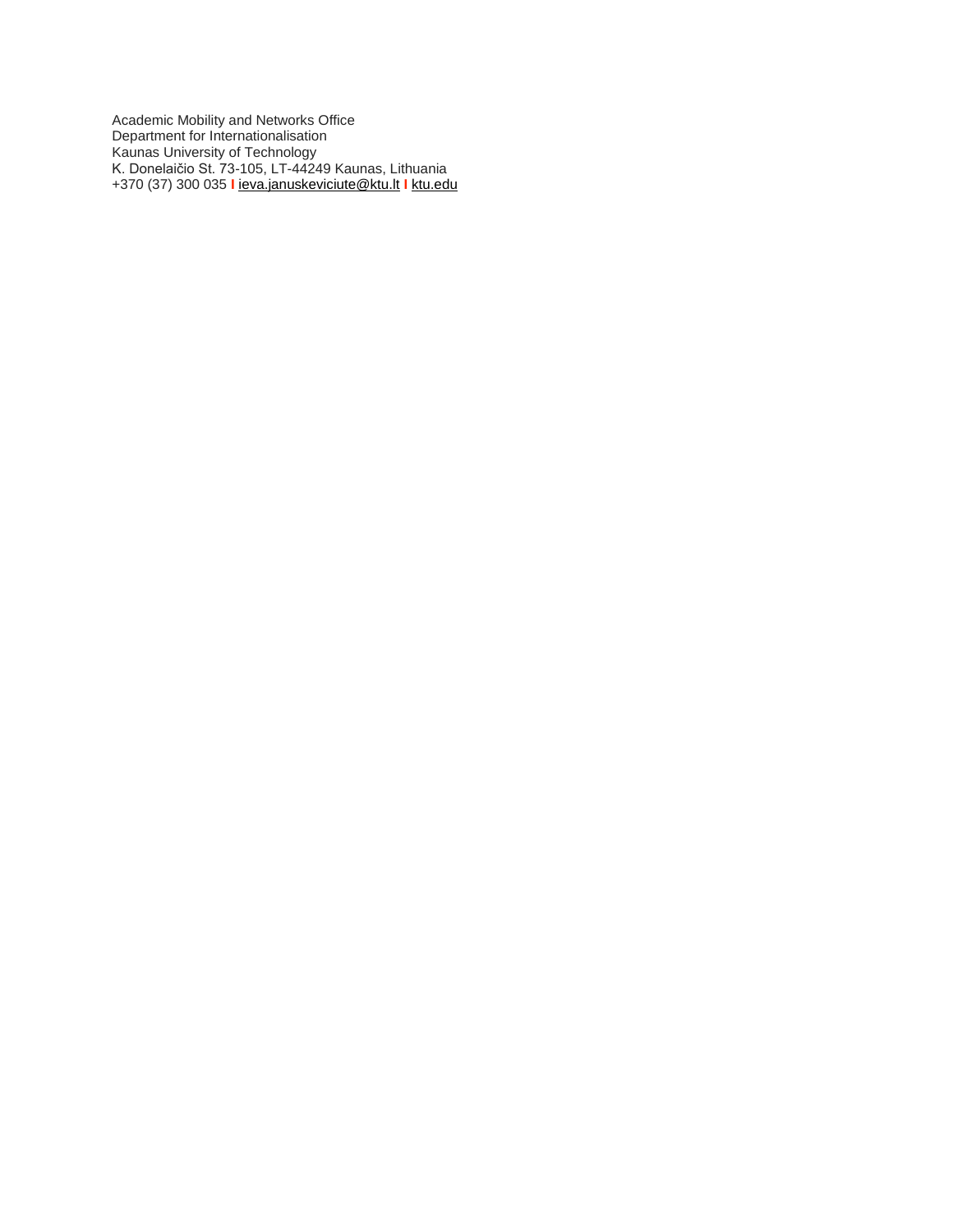Academic Mobility and Networks Office
Department for Internationalisation
Kaunas University of Technology
K. Donelaičio St. 73-105, LT-44249 Kaunas, Lithuania
+370 (37) 300 035 I ieva.januskeviciute@ktu.lt I ktu.edu